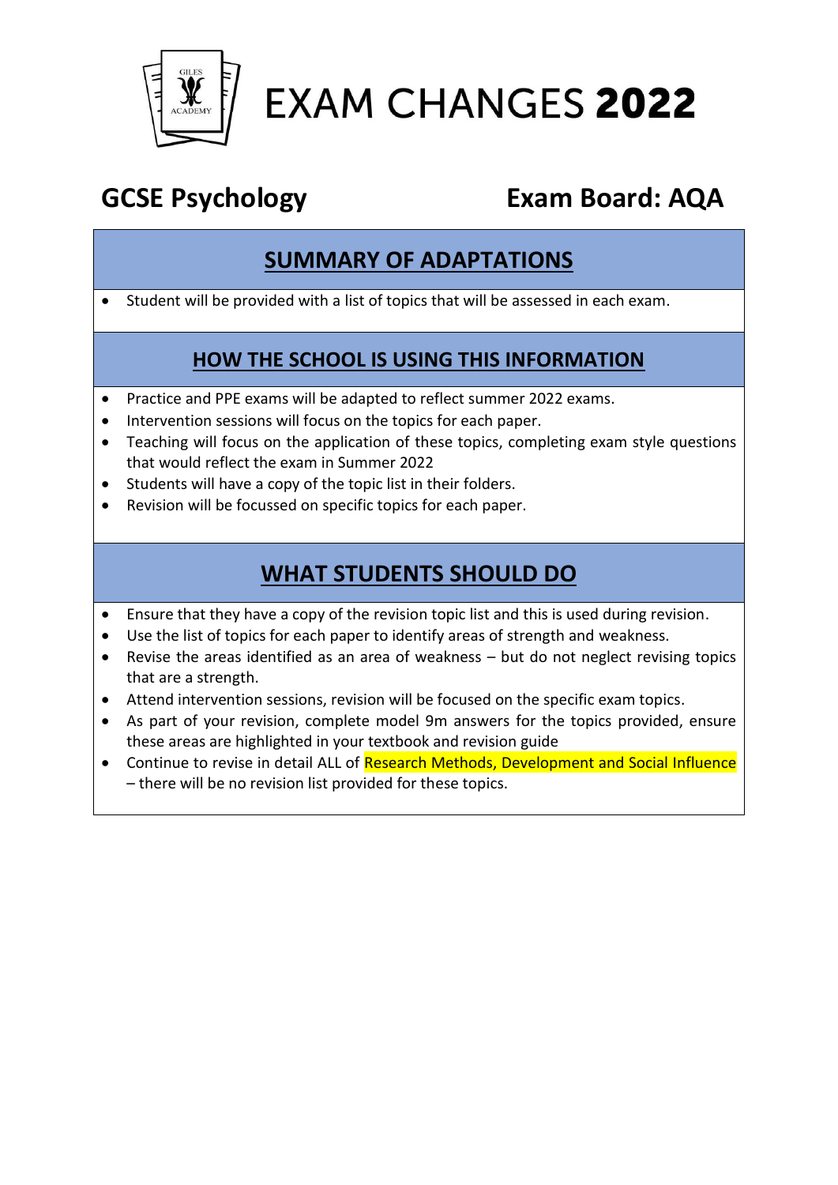# EXAM CHANGES **2022**

## GCSE Psychology — Exam Board: AQA

### SUMMARY OF ADAPTATIONS

- Student will be provided with a list of topics that will be assessed in each exam.

### HOW THE SCHOOL IS USING THIS INFORMATION

- Practice and PPE exams will be adapted to reflect summer 2022 exams.
- Intervention sessions will focus on the topics for each paper.
- Teaching will focus on the application of these topics, completing exam style questions that would reflect the exam in Summer 2022
- Students will have a copy of the topic list in their folders.
- Revision will be focussed on specific topics for each paper.

### WHAT STUDENTS SHOULD DO

- Ensure that they have a copy of the revision topic list and this is used during revision.
- Use the list of topics for each paper to identify areas of strength and weakness.
- Revise the areas identified as an area of weakness – but do not neglect revising topics that are a strength.
- Attend intervention sessions, revision will be focused on the specific exam topics.
- As part of your revision, complete model 9m answers for the topics provided, ensure these areas are highlighted in your textbook and revision guide
- Continue to revise in detail ALL of Research Methods, Development and Social Influence – there will be no revision list provided for these topics.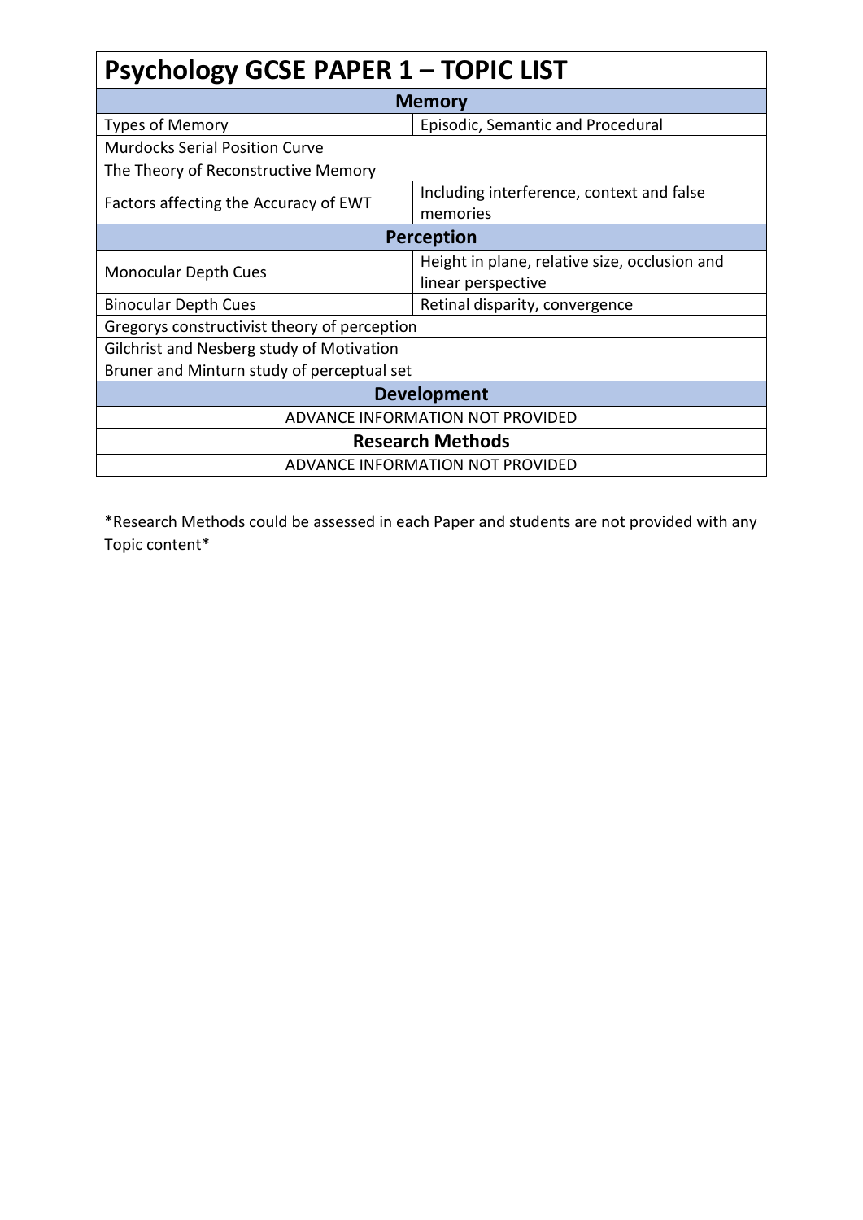# Psychology GCSE PAPER 1 – TOPIC LIST

| Memory | |
|---|---|
| Types of Memory | Episodic, Semantic and Procedural |
| Murdocks Serial Position Curve | |
| The Theory of Reconstructive Memory | |
| Factors affecting the Accuracy of EWT | Including interference, context and false memories |
| **Perception** | |
| Monocular Depth Cues | Height in plane, relative size, occlusion and linear perspective |
| Binocular Depth Cues | Retinal disparity, convergence |
| Gregorys constructivist theory of perception | |
| Gilchrist and Nesberg study of Motivation | |
| Bruner and Minturn study of perceptual set | |
| **Development** | |
| ADVANCE INFORMATION NOT PROVIDED | |
| **Research Methods** | |
| ADVANCE INFORMATION NOT PROVIDED | |

*Research Methods could be assessed in each Paper and students are not provided with any Topic content*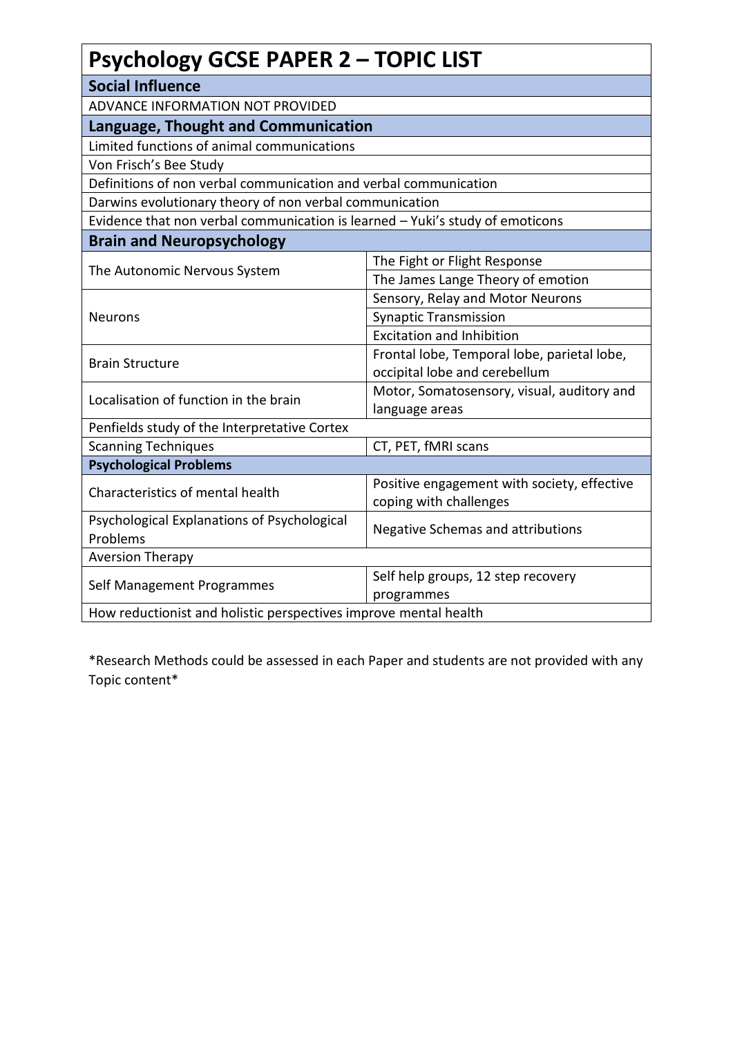| Psychology GCSE PAPER 2 – TOPIC LIST | |
|---|---|
| **Social Influence** | |
| ADVANCE INFORMATION NOT PROVIDED | |
| **Language, Thought and Communication** | |
| Limited functions of animal communications | |
| Von Frisch's Bee Study | |
| Definitions of non verbal communication and verbal communication | |
| Darwins evolutionary theory of non verbal communication | |
| Evidence that non verbal communication is learned – Yuki's study of emoticons | |
| **Brain and Neuropsychology** | |
| The Autonomic Nervous System | The Fight or Flight Response |
| | The James Lange Theory of emotion |
| Neurons | Sensory, Relay and Motor Neurons |
| | Synaptic Transmission |
| | Excitation and Inhibition |
| Brain Structure | Frontal lobe, Temporal lobe, parietal lobe, occipital lobe and cerebellum |
| Localisation of function in the brain | Motor, Somatosensory, visual, auditory and language areas |
| Penfields study of the Interpretative Cortex | |
| Scanning Techniques | CT, PET, fMRI scans |
| **Psychological Problems** | |
| Characteristics of mental health | Positive engagement with society, effective coping with challenges |
| Psychological Explanations of Psychological Problems | Negative Schemas and attributions |
| Aversion Therapy | |
| Self Management Programmes | Self help groups, 12 step recovery programmes |
| How reductionist and holistic perspectives improve mental health | |

*Research Methods could be assessed in each Paper and students are not provided with any Topic content*